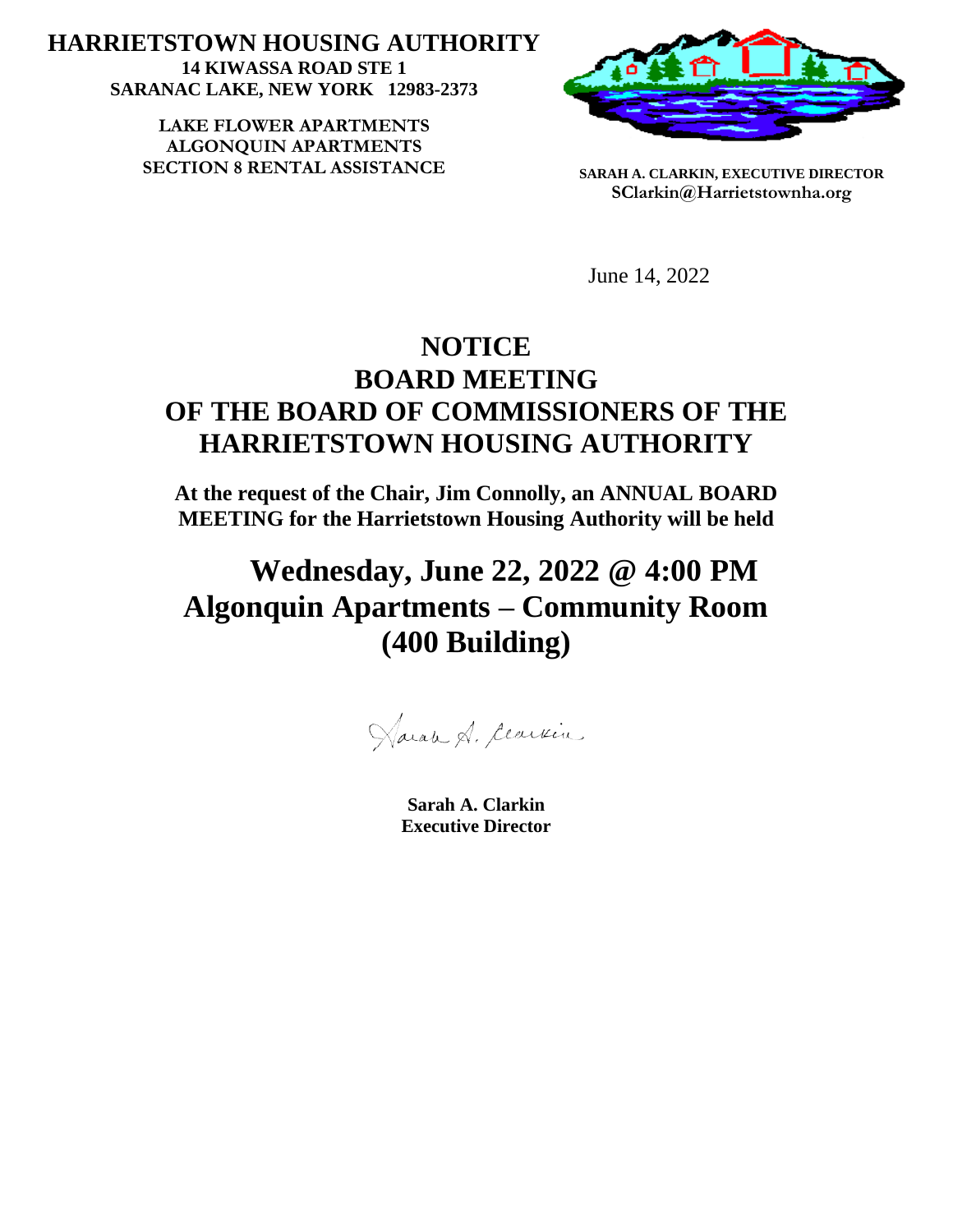**HARRIETSTOWN HOUSING AUTHORITY**
**14 KIWASSA ROAD STE 1**
**SARANAC LAKE, NEW YORK 12983-2373**

**LAKE FLOWER APARTMENTS**
**ALGONQUIN APARTMENTS**
**SECTION 8 RENTAL ASSISTANCE**

**SARAH A. CLARKIN, EXECUTIVE DIRECTOR**
**SClarkin@Harrietstownha.org**

June 14, 2022

# NOTICE
# BOARD MEETING
# OF THE BOARD OF COMMISSIONERS OF THE HARRIETSTOWN HOUSING AUTHORITY

**At the request of the Chair, Jim Connolly, an ANNUAL BOARD MEETING for the Harrietstown Housing Authority will be held**

## Wednesday, June 22, 2022 @ 4:00 PM
## Algonquin Apartments – Community Room (400 Building)

Sarah A. Clarkin

**Sarah A. Clarkin**
**Executive Director**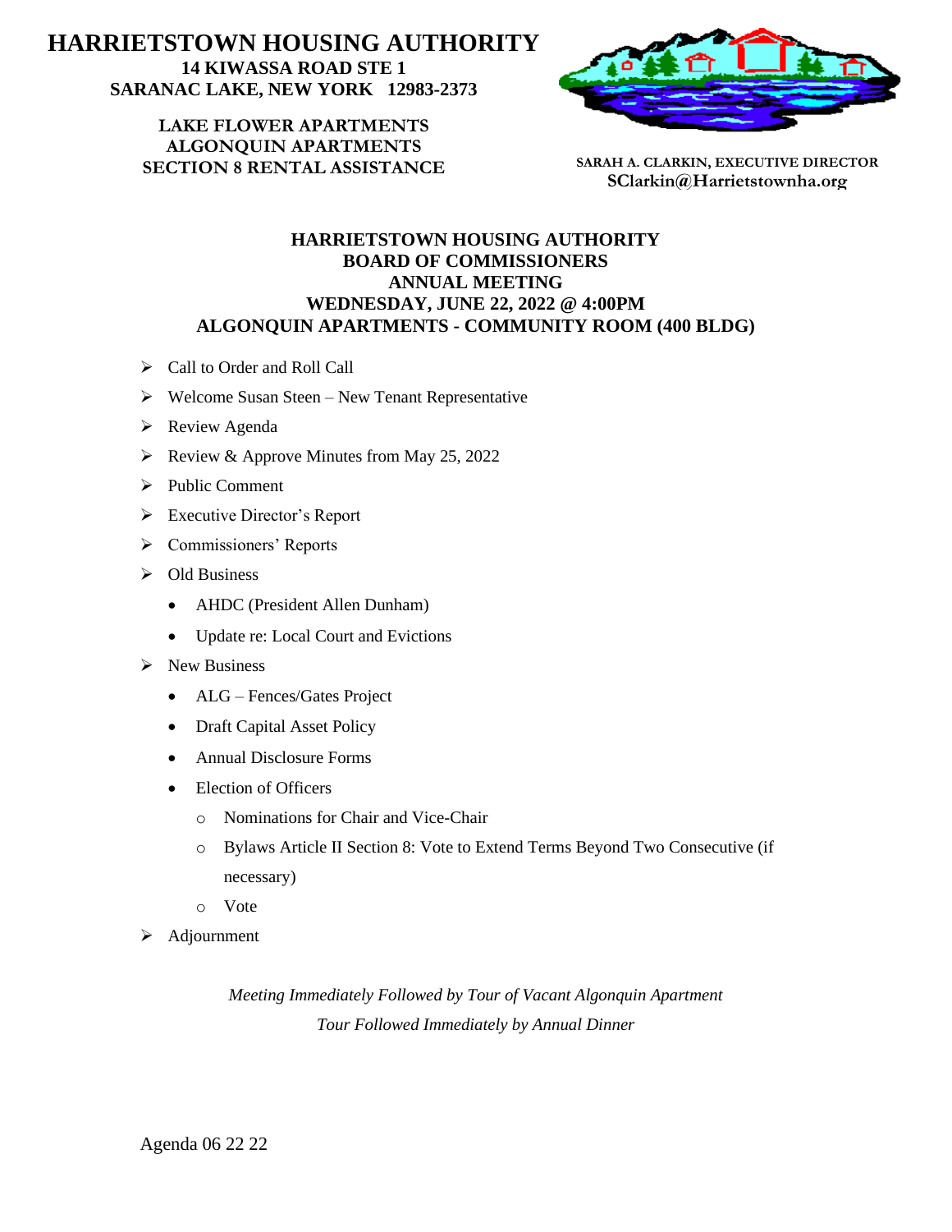# HARRIETSTOWN HOUSING AUTHORITY

**14 KIWASSA ROAD STE 1**
**SARANAC LAKE, NEW YORK 12983-2373**

**LAKE FLOWER APARTMENTS**
**ALGONQUIN APARTMENTS**
**SECTION 8 RENTAL ASSISTANCE**

**SARAH A. CLARKIN, EXECUTIVE DIRECTOR**
**SClarkin@Harrietstownha.org**

## HARRIETSTOWN HOUSING AUTHORITY
## BOARD OF COMMISSIONERS
## ANNUAL MEETING
## WEDNESDAY, JUNE 22, 2022 @ 4:00PM
## ALGONQUIN APARTMENTS - COMMUNITY ROOM (400 BLDG)

- Call to Order and Roll Call
- Welcome Susan Steen – New Tenant Representative
- Review Agenda
- Review & Approve Minutes from May 25, 2022
- Public Comment
- Executive Director's Report
- Commissioners' Reports
- Old Business
  - AHDC (President Allen Dunham)
  - Update re: Local Court and Evictions
- New Business
  - ALG – Fences/Gates Project
  - Draft Capital Asset Policy
  - Annual Disclosure Forms
  - Election of Officers
    - Nominations for Chair and Vice-Chair
    - Bylaws Article II Section 8: Vote to Extend Terms Beyond Two Consecutive (if necessary)
    - Vote
- Adjournment

*Meeting Immediately Followed by Tour of Vacant Algonquin Apartment*
*Tour Followed Immediately by Annual Dinner*

Agenda 06 22 22